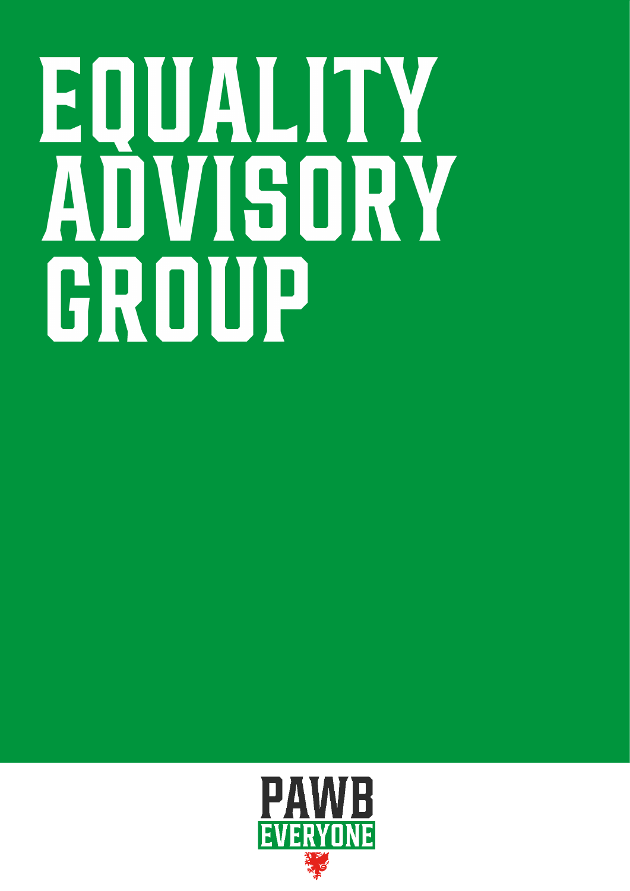# EQUALITY ADVISORY GROUP

PAWB

EVERYONE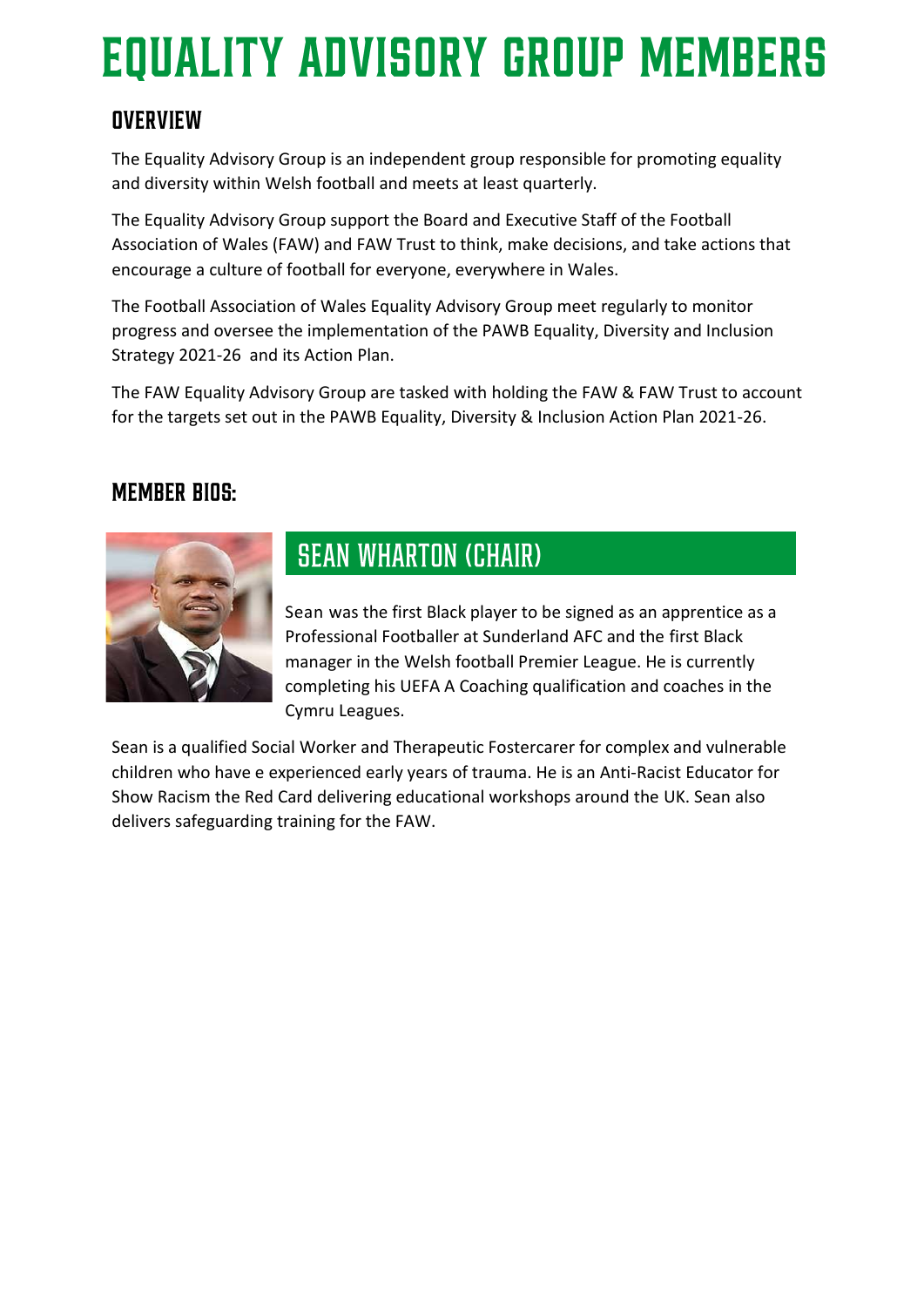# EQUALITY ADVISORY GROUP MEMBERS

## OVERVIEW

The Equality Advisory Group is an independent group responsible for promoting equality and diversity within Welsh football and meets at least quarterly.

The Equality Advisory Group support the Board and Executive Staff of the Football Association of Wales (FAW) and FAW Trust to think, make decisions, and take actions that encourage a culture of football for everyone, everywhere in Wales.

The Football Association of Wales Equality Advisory Group meet regularly to monitor progress and oversee the implementation of the PAWB Equality, Diversity and Inclusion Strategy 2021-26 and its Action Plan.

The FAW Equality Advisory Group are tasked with holding the FAW & FAW Trust to account for the targets set out in the PAWB Equality, Diversity & Inclusion Action Plan 2021-26.

## MEMBER BIOS:

### SEAN WHARTON (CHAIR)

Sean was the first Black player to be signed as an apprentice as a Professional Footballer at Sunderland AFC and the first Black manager in the Welsh football Premier League. He is currently completing his UEFA A Coaching qualification and coaches in the Cymru Leagues.

Sean is a qualified Social Worker and Therapeutic Fostercarer for complex and vulnerable children who have e experienced early years of trauma. He is an Anti-Racist Educator for Show Racism the Red Card delivering educational workshops around the UK. Sean also delivers safeguarding training for the FAW.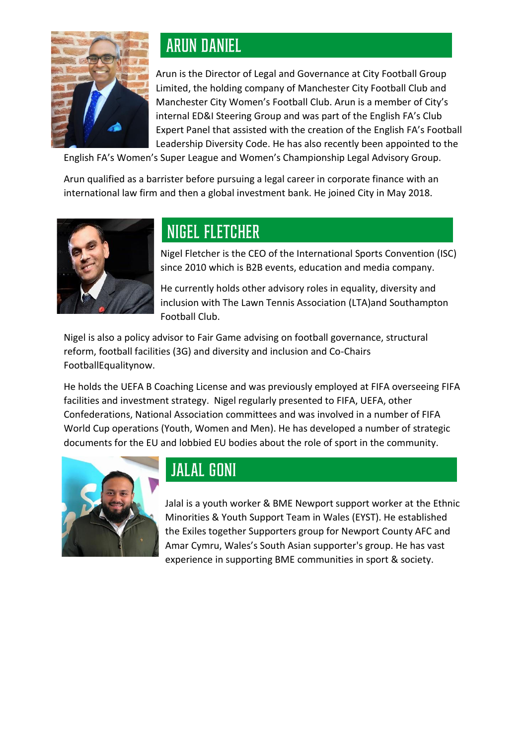## ARUN DANIEL

Arun is the Director of Legal and Governance at City Football Group Limited, the holding company of Manchester City Football Club and Manchester City Women's Football Club. Arun is a member of City's internal ED&I Steering Group and was part of the English FA's Club Expert Panel that assisted with the creation of the English FA's Football Leadership Diversity Code. He has also recently been appointed to the English FA's Women's Super League and Women's Championship Legal Advisory Group.

Arun qualified as a barrister before pursuing a legal career in corporate finance with an international law firm and then a global investment bank. He joined City in May 2018.

## NIGEL FLETCHER

Nigel Fletcher is the CEO of the International Sports Convention (ISC) since 2010 which is B2B events, education and media company.

He currently holds other advisory roles in equality, diversity and inclusion with The Lawn Tennis Association (LTA)and Southampton Football Club.

Nigel is also a policy advisor to Fair Game advising on football governance, structural reform, football facilities (3G) and diversity and inclusion and Co-Chairs FootballEqualitynow.

He holds the UEFA B Coaching License and was previously employed at FIFA overseeing FIFA facilities and investment strategy. Nigel regularly presented to FIFA, UEFA, other Confederations, National Association committees and was involved in a number of FIFA World Cup operations (Youth, Women and Men). He has developed a number of strategic documents for the EU and lobbied EU bodies about the role of sport in the community.

## JALAL GONI

Jalal is a youth worker & BME Newport support worker at the Ethnic Minorities & Youth Support Team in Wales (EYST). He established the Exiles together Supporters group for Newport County AFC and Amar Cymru, Wales's South Asian supporter's group. He has vast experience in supporting BME communities in sport & society.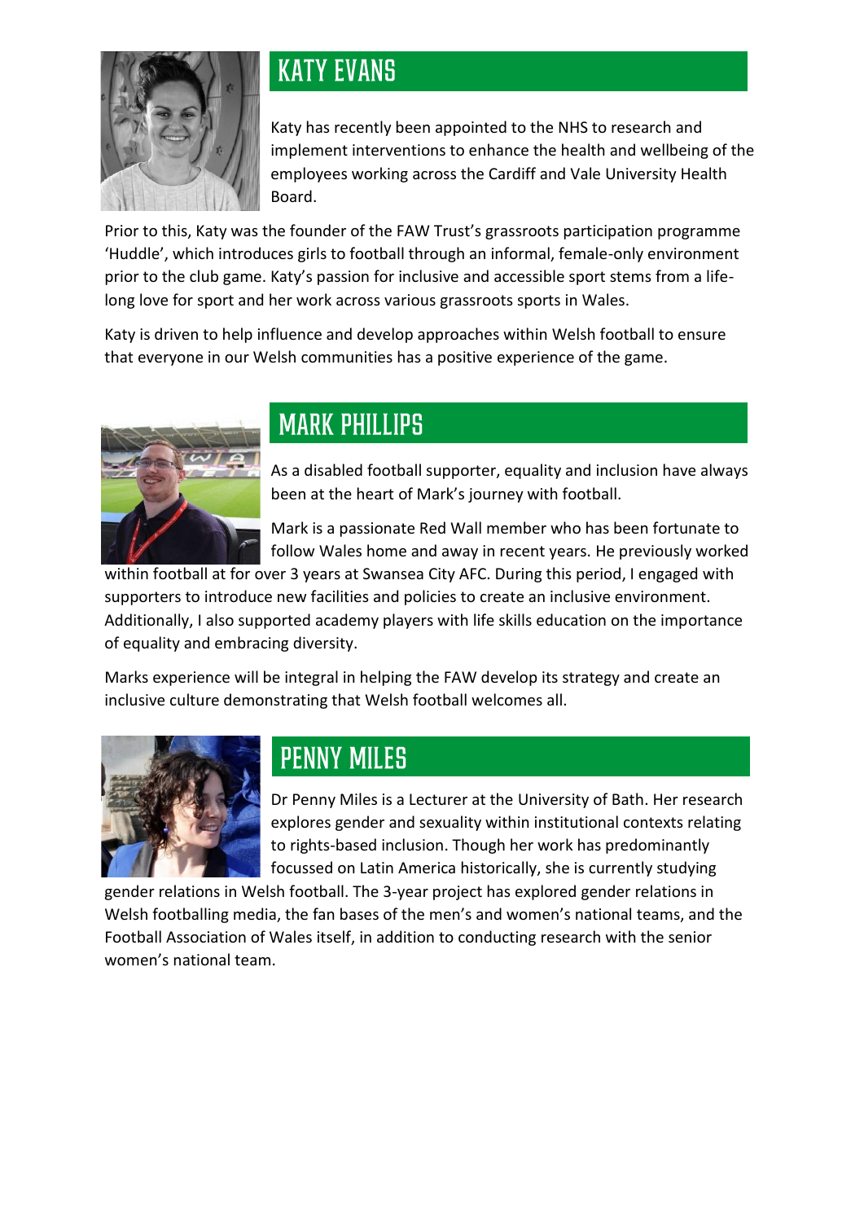## KATY EVANS

Katy has recently been appointed to the NHS to research and implement interventions to enhance the health and wellbeing of the employees working across the Cardiff and Vale University Health Board.

Prior to this, Katy was the founder of the FAW Trust's grassroots participation programme 'Huddle', which introduces girls to football through an informal, female-only environment prior to the club game. Katy's passion for inclusive and accessible sport stems from a life-long love for sport and her work across various grassroots sports in Wales.

Katy is driven to help influence and develop approaches within Welsh football to ensure that everyone in our Welsh communities has a positive experience of the game.

## MARK PHILLIPS

As a disabled football supporter, equality and inclusion have always been at the heart of Mark's journey with football.

Mark is a passionate Red Wall member who has been fortunate to follow Wales home and away in recent years. He previously worked within football at for over 3 years at Swansea City AFC. During this period, I engaged with supporters to introduce new facilities and policies to create an inclusive environment. Additionally, I also supported academy players with life skills education on the importance of equality and embracing diversity.

Marks experience will be integral in helping the FAW develop its strategy and create an inclusive culture demonstrating that Welsh football welcomes all.

## PENNY MILES

Dr Penny Miles is a Lecturer at the University of Bath. Her research explores gender and sexuality within institutional contexts relating to rights-based inclusion. Though her work has predominantly focussed on Latin America historically, she is currently studying gender relations in Welsh football. The 3-year project has explored gender relations in Welsh footballing media, the fan bases of the men's and women's national teams, and the Football Association of Wales itself, in addition to conducting research with the senior women's national team.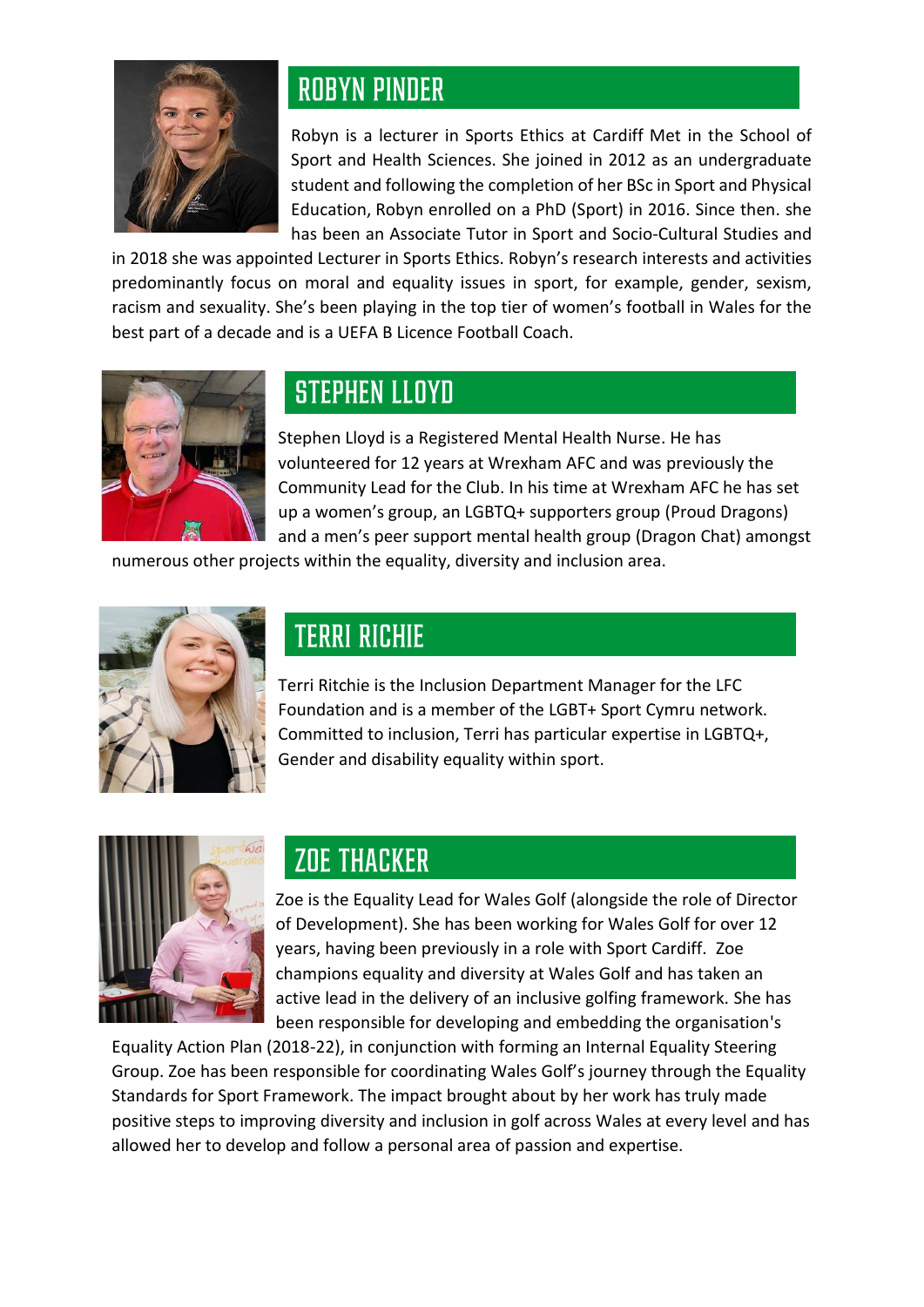## ROBYN PINDER

Robyn is a lecturer in Sports Ethics at Cardiff Met in the School of Sport and Health Sciences. She joined in 2012 as an undergraduate student and following the completion of her BSc in Sport and Physical Education, Robyn enrolled on a PhD (Sport) in 2016. Since then. she has been an Associate Tutor in Sport and Socio-Cultural Studies and in 2018 she was appointed Lecturer in Sports Ethics. Robyn's research interests and activities predominantly focus on moral and equality issues in sport, for example, gender, sexism, racism and sexuality. She's been playing in the top tier of women's football in Wales for the best part of a decade and is a UEFA B Licence Football Coach.

## STEPHEN LLOYD

Stephen Lloyd is a Registered Mental Health Nurse. He has volunteered for 12 years at Wrexham AFC and was previously the Community Lead for the Club. In his time at Wrexham AFC he has set up a women's group, an LGBTQ+ supporters group (Proud Dragons) and a men's peer support mental health group (Dragon Chat) amongst numerous other projects within the equality, diversity and inclusion area.

## TERRI RICHIE

Terri Ritchie is the Inclusion Department Manager for the LFC Foundation and is a member of the LGBT+ Sport Cymru network. Committed to inclusion, Terri has particular expertise in LGBTQ+, Gender and disability equality within sport.

## ZOE THACKER

Zoe is the Equality Lead for Wales Golf (alongside the role of Director of Development). She has been working for Wales Golf for over 12 years, having been previously in a role with Sport Cardiff. Zoe champions equality and diversity at Wales Golf and has taken an active lead in the delivery of an inclusive golfing framework. She has been responsible for developing and embedding the organisation's Equality Action Plan (2018-22), in conjunction with forming an Internal Equality Steering Group. Zoe has been responsible for coordinating Wales Golf's journey through the Equality Standards for Sport Framework. The impact brought about by her work has truly made positive steps to improving diversity and inclusion in golf across Wales at every level and has allowed her to develop and follow a personal area of passion and expertise.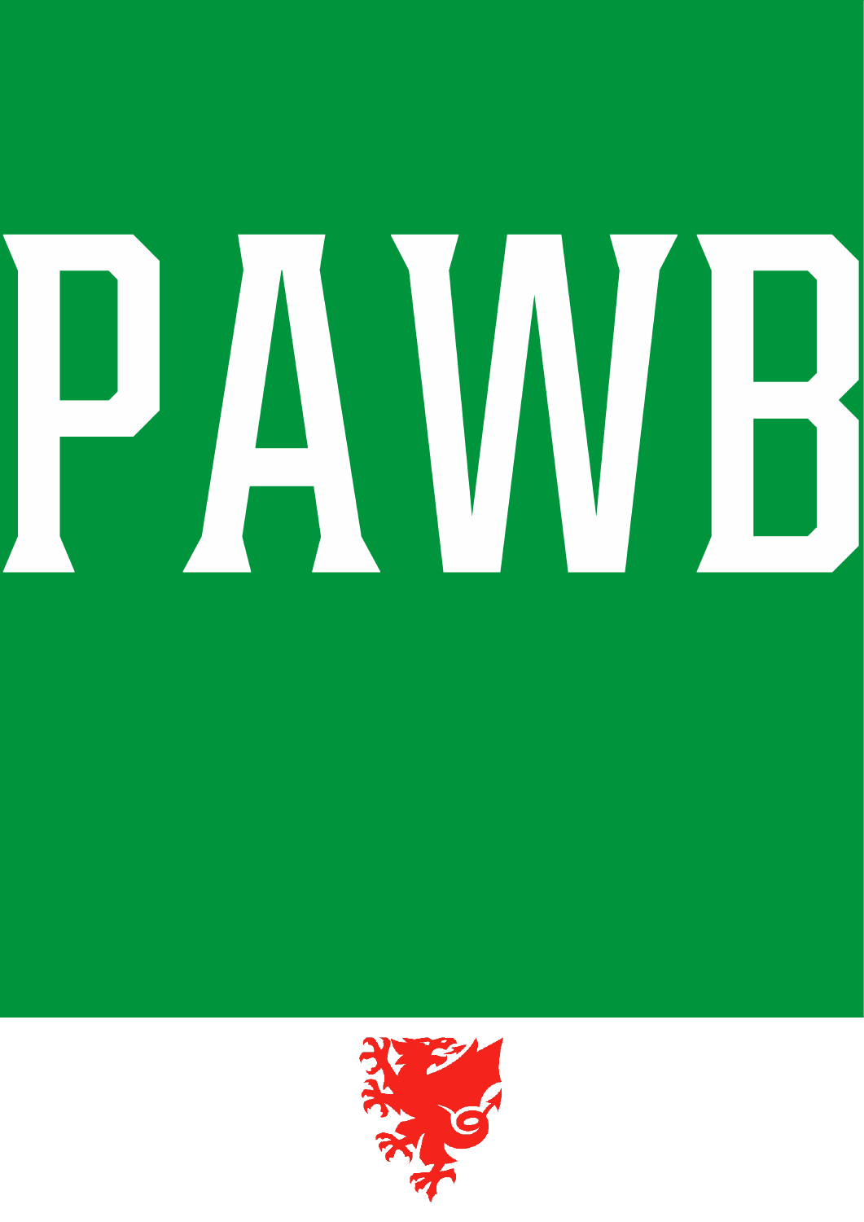# PAWB